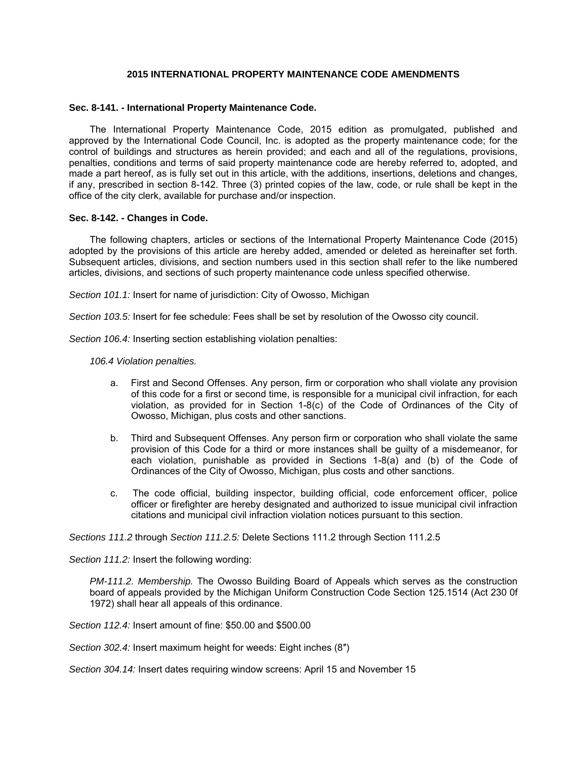# 2015 INTERNATIONAL PROPERTY MAINTENANCE CODE AMENDMENTS

**Sec. 8-141. - International Property Maintenance Code.**

The International Property Maintenance Code, 2015 edition as promulgated, published and approved by the International Code Council, Inc. is adopted as the property maintenance code; for the control of buildings and structures as herein provided; and each and all of the regulations, provisions, penalties, conditions and terms of said property maintenance code are hereby referred to, adopted, and made a part hereof, as is fully set out in this article, with the additions, insertions, deletions and changes, if any, prescribed in section 8-142. Three (3) printed copies of the law, code, or rule shall be kept in the office of the city clerk, available for purchase and/or inspection.

**Sec. 8-142. - Changes in Code.**

The following chapters, articles or sections of the International Property Maintenance Code (2015) adopted by the provisions of this article are hereby added, amended or deleted as hereinafter set forth. Subsequent articles, divisions, and section numbers used in this section shall refer to the like numbered articles, divisions, and sections of such property maintenance code unless specified otherwise.

*Section 101.1:* Insert for name of jurisdiction: City of Owosso, Michigan

*Section 103.5:* Insert for fee schedule: Fees shall be set by resolution of the Owosso city council.

*Section 106.4:* Inserting section establishing violation penalties:

*106.4 Violation penalties.*

a. First and Second Offenses. Any person, firm or corporation who shall violate any provision of this code for a first or second time, is responsible for a municipal civil infraction, for each violation, as provided for in Section 1-8(c) of the Code of Ordinances of the City of Owosso, Michigan, plus costs and other sanctions.

b. Third and Subsequent Offenses. Any person firm or corporation who shall violate the same provision of this Code for a third or more instances shall be guilty of a misdemeanor, for each violation, punishable as provided in Sections 1-8(a) and (b) of the Code of Ordinances of the City of Owosso, Michigan, plus costs and other sanctions.

c. The code official, building inspector, building official, code enforcement officer, police officer or firefighter are hereby designated and authorized to issue municipal civil infraction citations and municipal civil infraction violation notices pursuant to this section.

*Sections 111.2* through *Section 111.2.5:* Delete Sections 111.2 through Section 111.2.5

*Section 111.2:* Insert the following wording:

*PM-111.2. Membership.* The Owosso Building Board of Appeals which serves as the construction board of appeals provided by the Michigan Uniform Construction Code Section 125.1514 (Act 230 0f 1972) shall hear all appeals of this ordinance.

*Section 112.4:* Insert amount of fine: $50.00 and $500.00

*Section 302.4:* Insert maximum height for weeds: Eight inches (8″)

*Section 304.14:* Insert dates requiring window screens: April 15 and November 15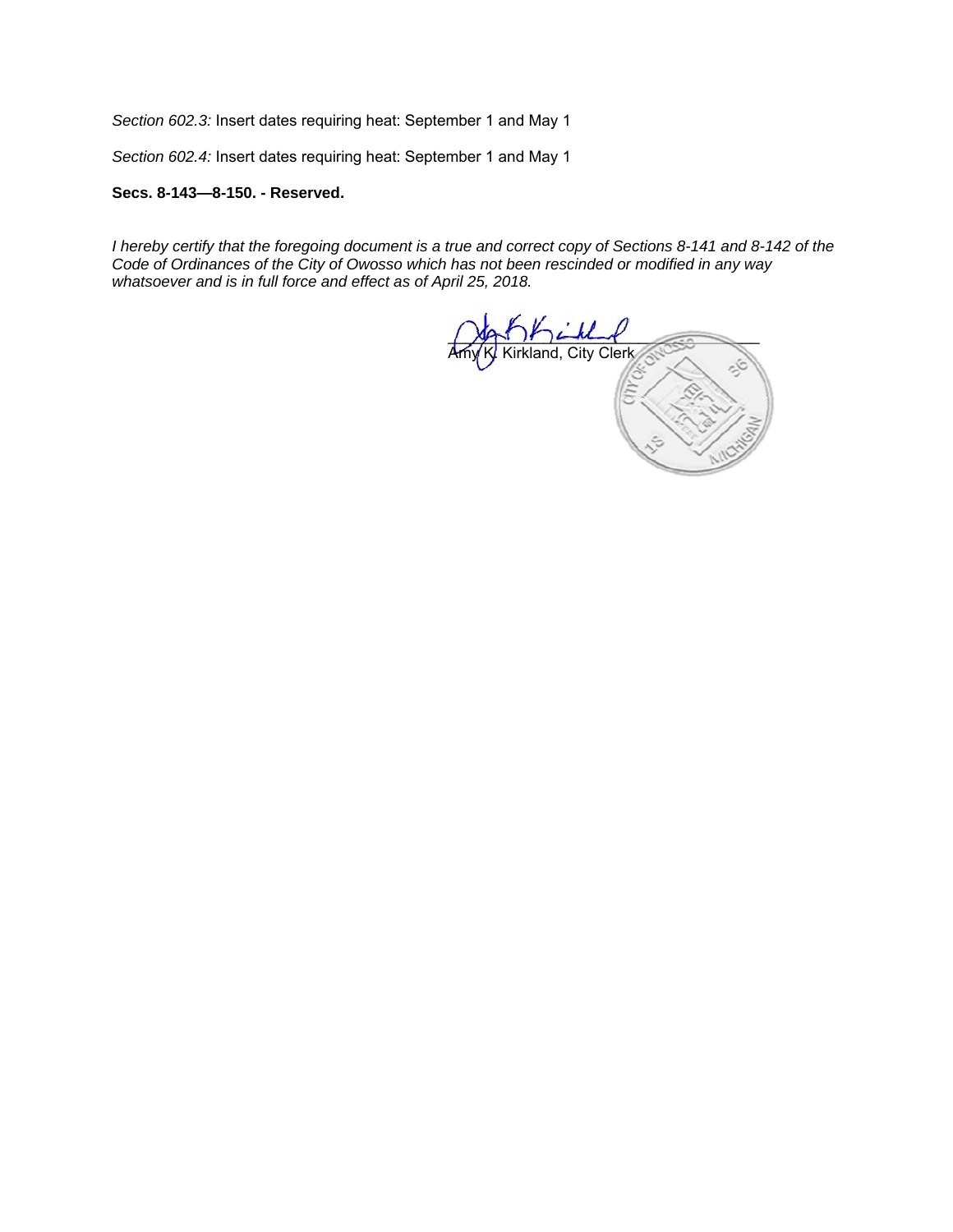*Section 602.3:* Insert dates requiring heat: September 1 and May 1

*Section 602.4:* Insert dates requiring heat: September 1 and May 1

**Secs. 8-143—8-150. - Reserved.**

*I hereby certify that the foregoing document is a true and correct copy of Sections 8-141 and 8-142 of the Code of Ordinances of the City of Owosso which has not been rescinded or modified in any way whatsoever and is in full force and effect as of April 25, 2018.*

Amy K. Kirkland, City Clerk